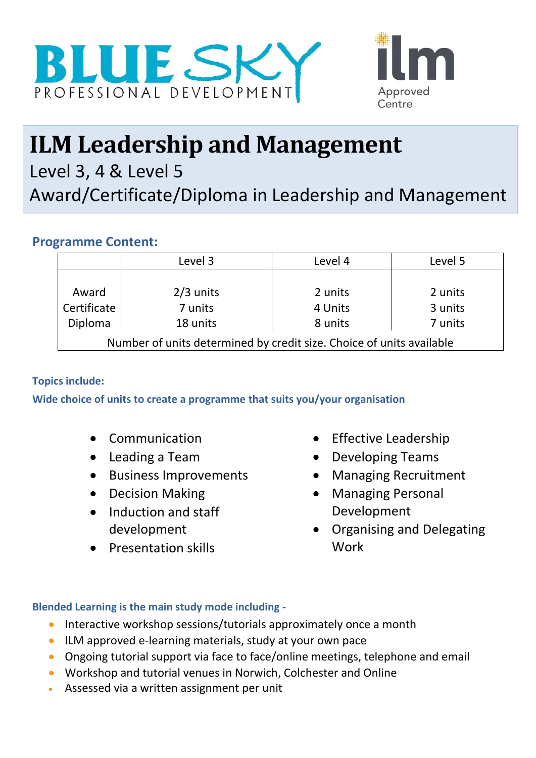BLUE SKY PROFESSIONAL DEVELOPMENT

ilm Approved Centre

# ILM Leadership and Management

Level 3, 4 & Level 5

Award/Certificate/Diploma in Leadership and Management

## Programme Content:

| | Level 3 | Level 4 | Level 5 |
|---|---|---|---|
| Award | 2/3 units | 2 units | 2 units |
| Certificate | 7 units | 4 Units | 3 units |
| Diploma | 18 units | 8 units | 7 units |
| Number of units determined by credit size. Choice of units available | | | |

**Topics include:**

**Wide choice of units to create a programme that suits you/your organisation**

- Communication
- Leading a Team
- Business Improvements
- Decision Making
- Induction and staff development
- Presentation skills
- Effective Leadership
- Developing Teams
- Managing Recruitment
- Managing Personal Development
- Organising and Delegating Work

**Blended Learning is the main study mode including -**

- Interactive workshop sessions/tutorials approximately once a month
- ILM approved e-learning materials, study at your own pace
- Ongoing tutorial support via face to face/online meetings, telephone and email
- Workshop and tutorial venues in Norwich, Colchester and Online
- Assessed via a written assignment per unit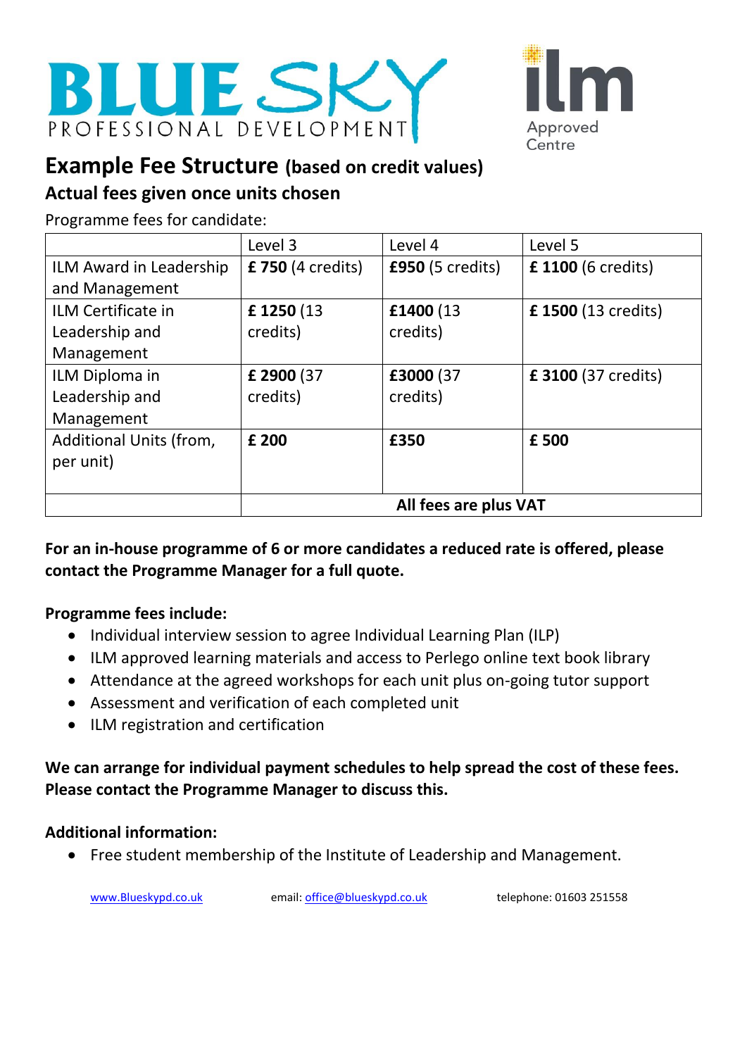BLUE SKY
PROFESSIONAL DEVELOPMENT

ilm Approved Centre

# Example Fee Structure (based on credit values)

## Actual fees given once units chosen

Programme fees for candidate:

| | Level 3 | Level 4 | Level 5 |
|---|---|---|---|
| ILM Award in Leadership and Management | **£ 750** (4 credits) | **£950** (5 credits) | **£ 1100** (6 credits) |
| ILM Certificate in Leadership and Management | **£ 1250** (13 credits) | **£1400** (13 credits) | **£ 1500** (13 credits) |
| ILM Diploma in Leadership and Management | **£ 2900** (37 credits) | **£3000** (37 credits) | **£ 3100** (37 credits) |
| Additional Units (from, per unit) | **£ 200** | **£350** | **£ 500** |
| | **All fees are plus VAT** | | |

**For an in-house programme of 6 or more candidates a reduced rate is offered, please contact the Programme Manager for a full quote.**

**Programme fees include:**

- Individual interview session to agree Individual Learning Plan (ILP)
- ILM approved learning materials and access to Perlego online text book library
- Attendance at the agreed workshops for each unit plus on-going tutor support
- Assessment and verification of each completed unit
- ILM registration and certification

**We can arrange for individual payment schedules to help spread the cost of these fees. Please contact the Programme Manager to discuss this.**

**Additional information:**

- Free student membership of the Institute of Leadership and Management.

www.Blueskypd.co.uk email: office@blueskypd.co.uk telephone: 01603 251558